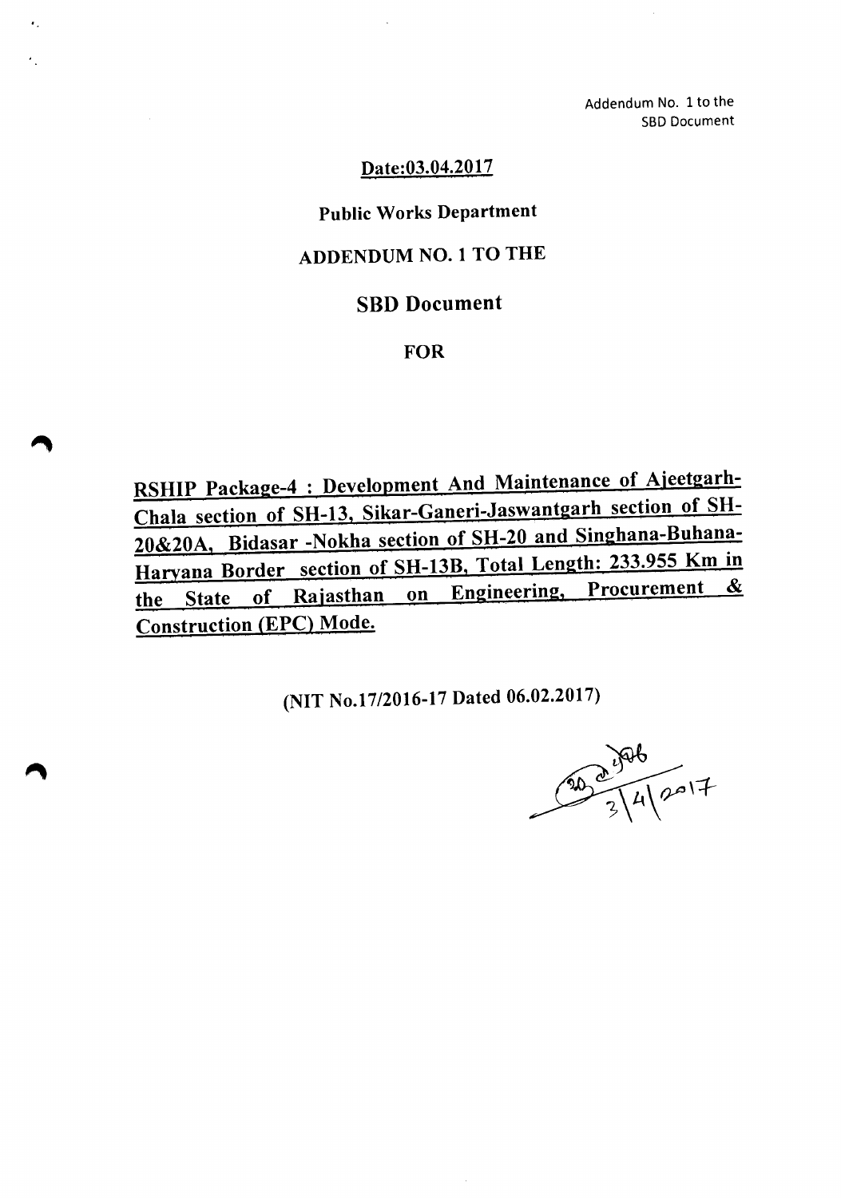Addendum No. 1 to the
SBD Document

**Date:03.04.2017**

**Public Works Department**

# ADDENDUM NO. 1 TO THE

# SBD Document

**FOR**

**RSHIP Package-4 : Development And Maintenance of Ajeetgarh-Chala section of SH-13, Sikar-Ganeri-Jaswantgarh section of SH-20&20A, Bidasar -Nokha section of SH-20 and Singhana-Buhana-Haryana Border section of SH-13B, Total Length: 233.955 Km in the State of Rajasthan on Engineering, Procurement & Construction (EPC) Mode.**

**(NIT No.17/2016-17 Dated 06.02.2017)**

3/4/2017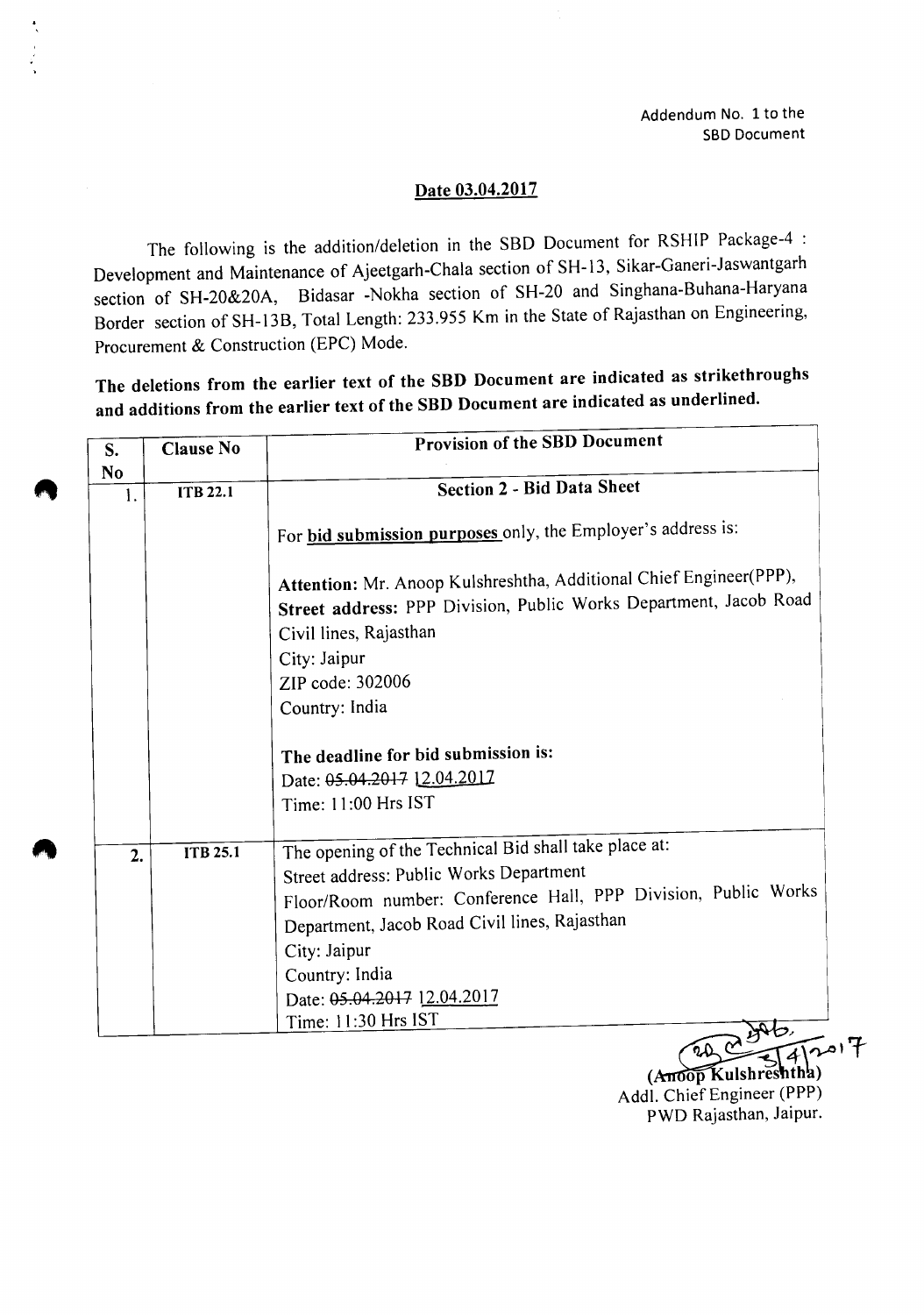Addendum No. 1 to the SBD Document

**Date 03.04.2017**

The following is the addition/deletion in the SBD Document for RSHIP Package-4 : Development and Maintenance of Ajeetgarh-Chala section of SH-13, Sikar-Ganeri-Jaswantgarh section of SH-20&20A, Bidasar -Nokha section of SH-20 and Singhana-Buhana-Haryana Border section of SH-13B, Total Length: 233.955 Km in the State of Rajasthan on Engineering, Procurement & Construction (EPC) Mode.

**The deletions from the earlier text of the SBD Document are indicated as strikethroughs and additions from the earlier text of the SBD Document are indicated as underlined.**

| S. No | Clause No | Provision of the SBD Document |
|---|---|---|
| 1. | **ITB 22.1** | **Section 2 - Bid Data Sheet**<br><br>For <u>**bid submission purposes**</u> only, the Employer's address is:<br><br>**Attention:** Mr. Anoop Kulshreshtha, Additional Chief Engineer(PPP),<br>**Street address:** PPP Division, Public Works Department, Jacob Road Civil lines, Rajasthan<br>City: Jaipur<br>ZIP code: 302006<br>Country: India<br><br>**The deadline for bid submission is:**<br>Date: ~~05.04.2017~~ <u>12.04.2017</u><br>Time: 11:00 Hrs IST |
| 2. | **ITB 25.1** | The opening of the Technical Bid shall take place at:<br>Street address: Public Works Department<br>Floor/Room number: Conference Hall, PPP Division, Public Works Department, Jacob Road Civil lines, Rajasthan<br>City: Jaipur<br>Country: India<br>Date: ~~05.04.2017~~ <u>12.04.2017</u><br>Time: 11:30 Hrs IST |

3/4/2017

(Anoop Kulshreshtha)
Addl. Chief Engineer (PPP)
PWD Rajasthan, Jaipur.